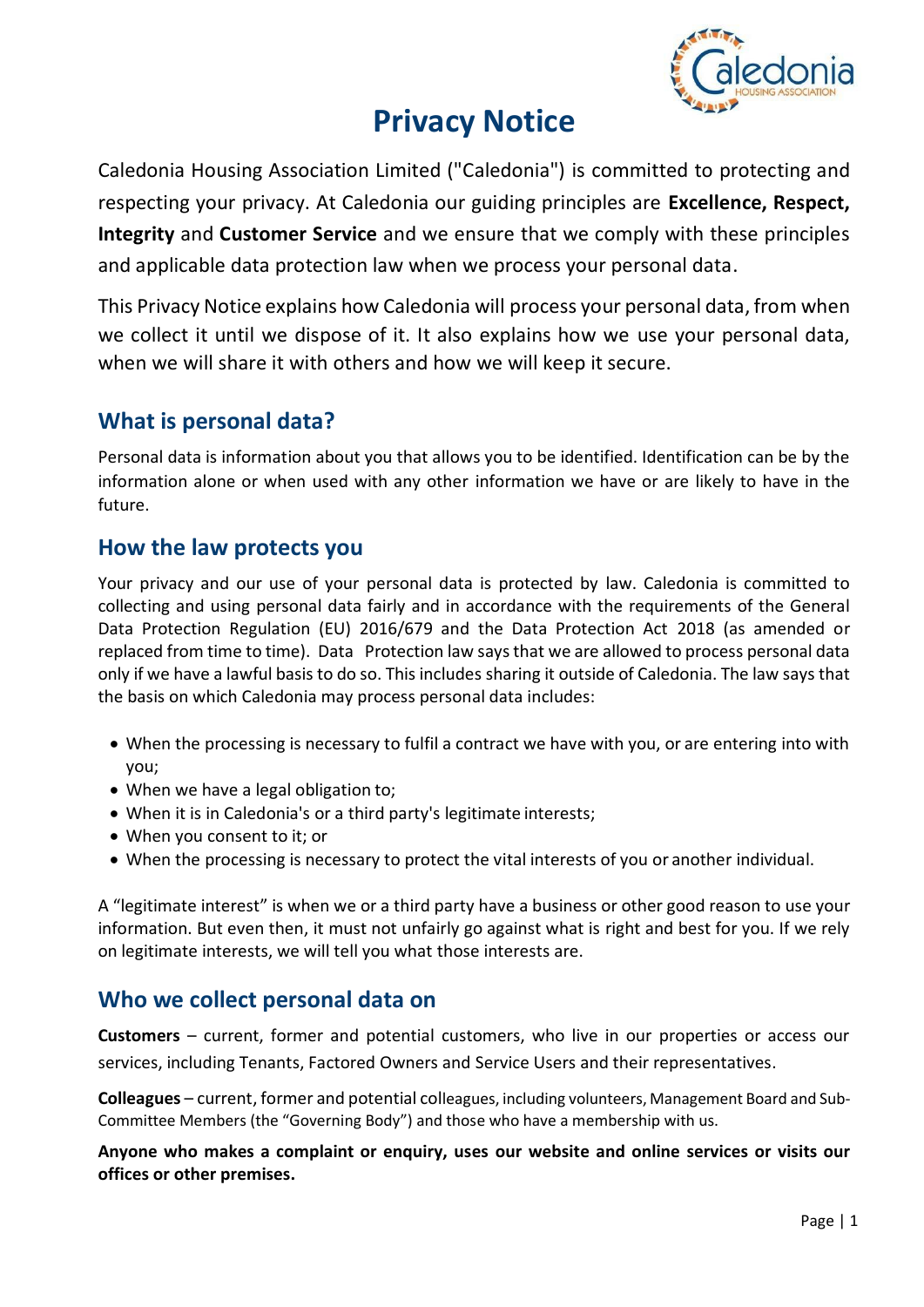# Privacy Notice

Caledonia Housing Association Limited ("Caledonia") is committed to protecting and respecting your privacy. At Caledonia our guiding principles are **Excellence, Respect, Integrity** and **Customer Service** and we ensure that we comply with these principles and applicable data protection law when we process your personal data.

This Privacy Notice explains how Caledonia will process your personal data, from when we collect it until we dispose of it. It also explains how we use your personal data, when we will share it with others and how we will keep it secure.

## What is personal data?

Personal data is information about you that allows you to be identified. Identification can be by the information alone or when used with any other information we have or are likely to have in the future.

## How the law protects you

Your privacy and our use of your personal data is protected by law. Caledonia is committed to collecting and using personal data fairly and in accordance with the requirements of the General Data Protection Regulation (EU) 2016/679 and the Data Protection Act 2018 (as amended or replaced from time to time). Data Protection law says that we are allowed to process personal data only if we have a lawful basis to do so. This includes sharing it outside of Caledonia. The law says that the basis on which Caledonia may process personal data includes:

- When the processing is necessary to fulfil a contract we have with you, or are entering into with you;
- When we have a legal obligation to;
- When it is in Caledonia's or a third party's legitimate interests;
- When you consent to it; or
- When the processing is necessary to protect the vital interests of you or another individual.

A "legitimate interest" is when we or a third party have a business or other good reason to use your information. But even then, it must not unfairly go against what is right and best for you. If we rely on legitimate interests, we will tell you what those interests are.

## Who we collect personal data on

**Customers** – current, former and potential customers, who live in our properties or access our services, including Tenants, Factored Owners and Service Users and their representatives.

**Colleagues** – current, former and potential colleagues, including volunteers, Management Board and Sub-Committee Members (the "Governing Body") and those who have a membership with us.

**Anyone who makes a complaint or enquiry, uses our website and online services or visits our offices or other premises.**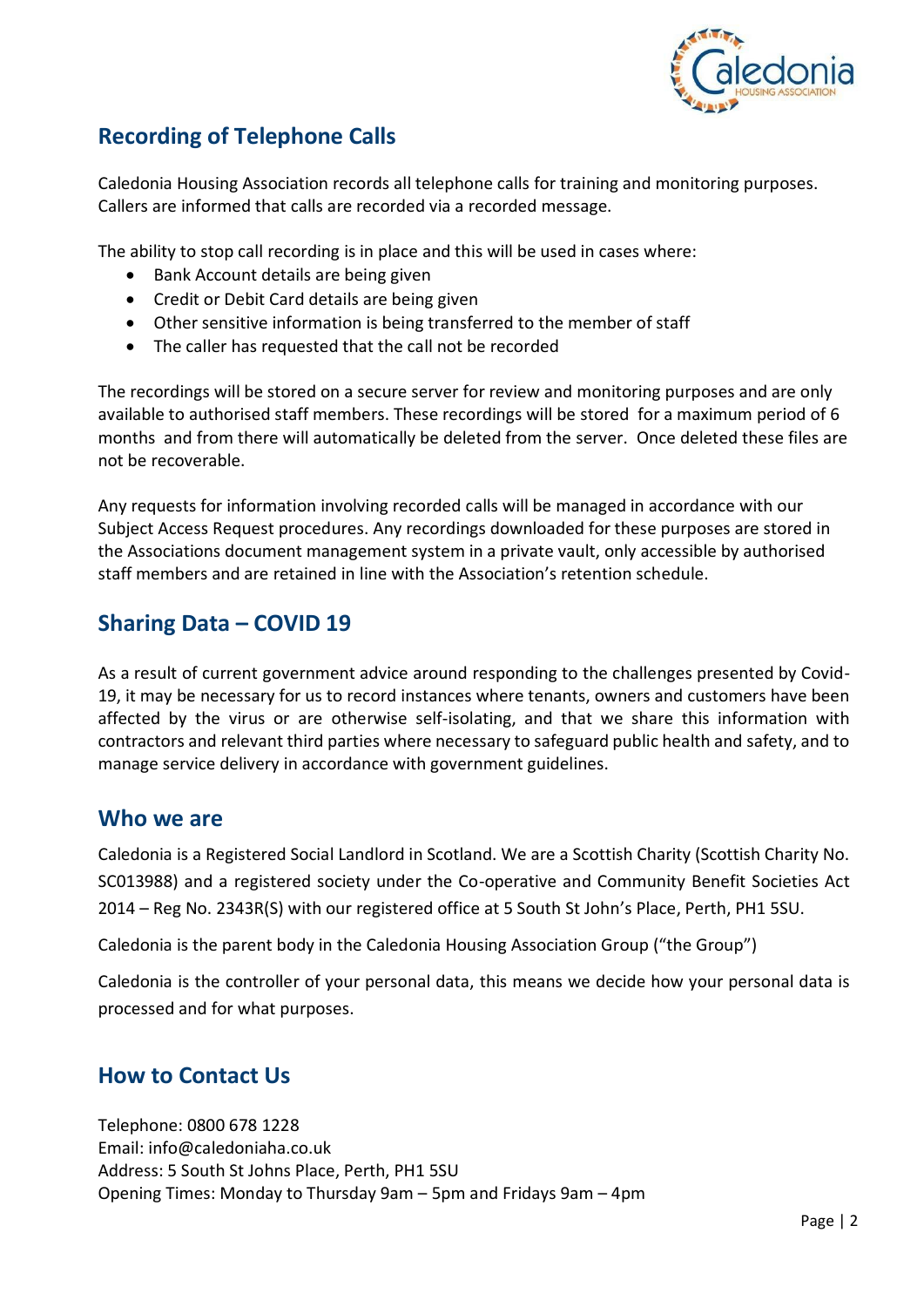## Recording of Telephone Calls

Caledonia Housing Association records all telephone calls for training and monitoring purposes. Callers are informed that calls are recorded via a recorded message.

The ability to stop call recording is in place and this will be used in cases where:

- Bank Account details are being given
- Credit or Debit Card details are being given
- Other sensitive information is being transferred to the member of staff
- The caller has requested that the call not be recorded

The recordings will be stored on a secure server for review and monitoring purposes and are only available to authorised staff members. These recordings will be stored for a maximum period of 6 months and from there will automatically be deleted from the server. Once deleted these files are not be recoverable.

Any requests for information involving recorded calls will be managed in accordance with our Subject Access Request procedures. Any recordings downloaded for these purposes are stored in the Associations document management system in a private vault, only accessible by authorised staff members and are retained in line with the Association's retention schedule.

## Sharing Data – COVID 19

As a result of current government advice around responding to the challenges presented by Covid-19, it may be necessary for us to record instances where tenants, owners and customers have been affected by the virus or are otherwise self-isolating, and that we share this information with contractors and relevant third parties where necessary to safeguard public health and safety, and to manage service delivery in accordance with government guidelines.

## Who we are

Caledonia is a Registered Social Landlord in Scotland. We are a Scottish Charity (Scottish Charity No. SC013988) and a registered society under the Co-operative and Community Benefit Societies Act 2014 – Reg No. 2343R(S) with our registered office at 5 South St John's Place, Perth, PH1 5SU.

Caledonia is the parent body in the Caledonia Housing Association Group ("the Group")

Caledonia is the controller of your personal data, this means we decide how your personal data is processed and for what purposes.

## How to Contact Us

Telephone: 0800 678 1228
Email: info@caledoniaha.co.uk
Address: 5 South St Johns Place, Perth, PH1 5SU
Opening Times: Monday to Thursday 9am – 5pm and Fridays 9am – 4pm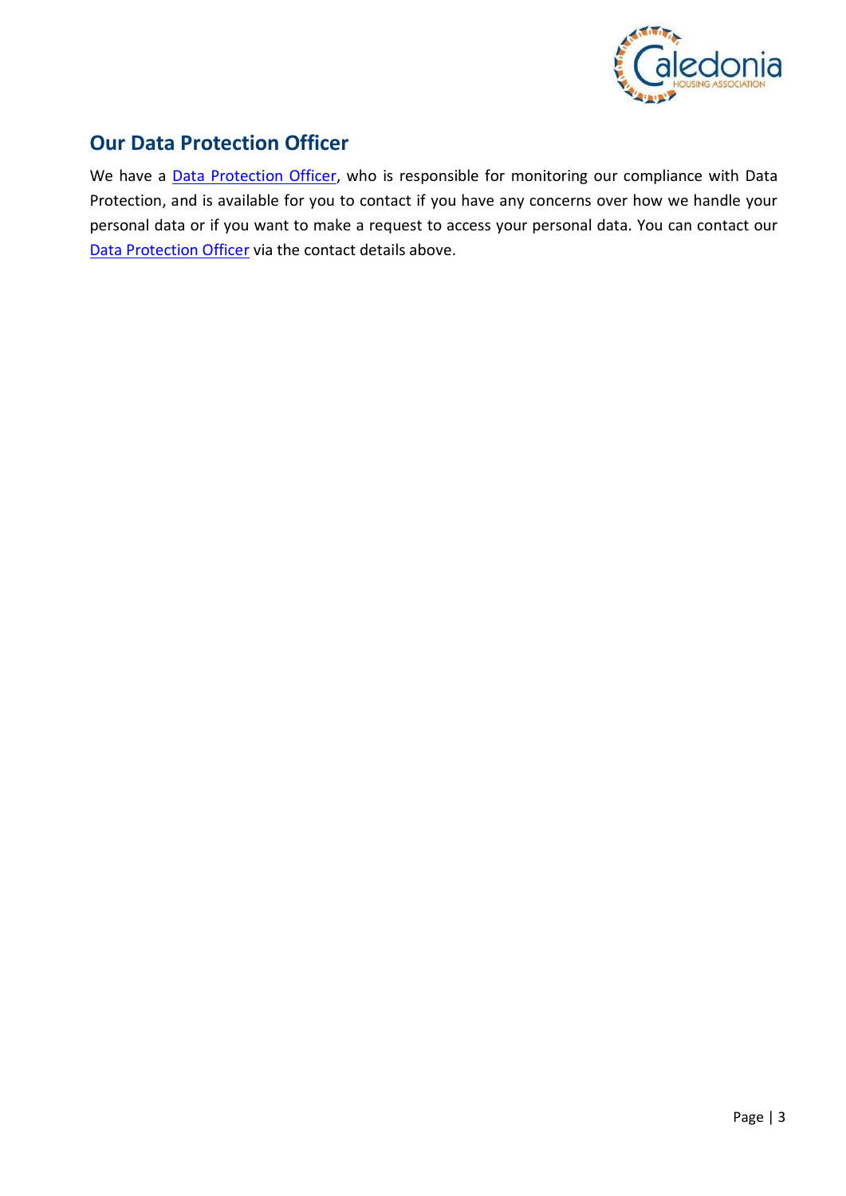## Our Data Protection Officer

We have a Data Protection Officer, who is responsible for monitoring our compliance with Data Protection, and is available for you to contact if you have any concerns over how we handle your personal data or if you want to make a request to access your personal data. You can contact our Data Protection Officer via the contact details above.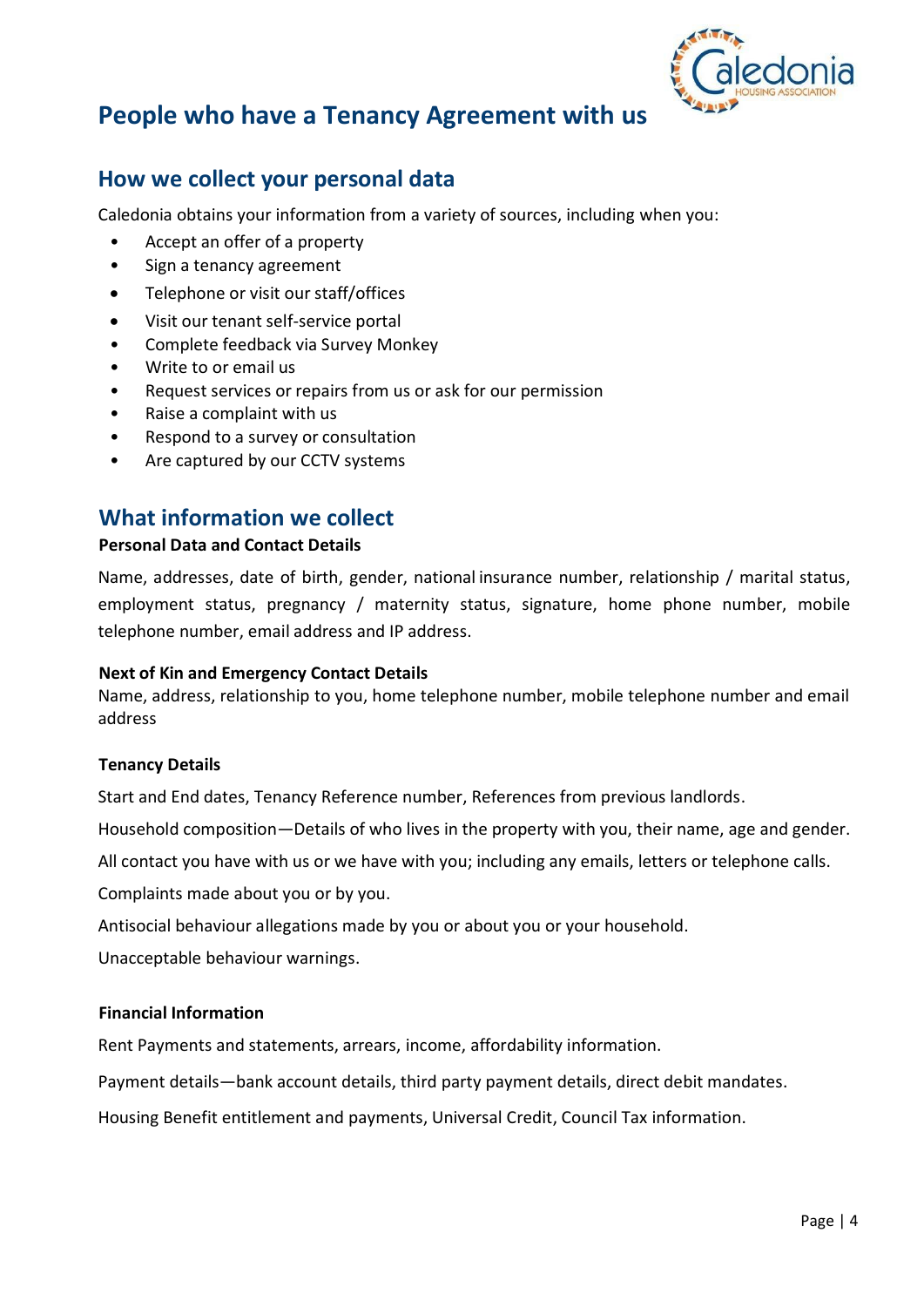# People who have a Tenancy Agreement with us

## How we collect your personal data

Caledonia obtains your information from a variety of sources, including when you:

- Accept an offer of a property
- Sign a tenancy agreement
- Telephone or visit our staff/offices
- Visit our tenant self-service portal
- Complete feedback via Survey Monkey
- Write to or email us
- Request services or repairs from us or ask for our permission
- Raise a complaint with us
- Respond to a survey or consultation
- Are captured by our CCTV systems

## What information we collect

**Personal Data and Contact Details**

Name, addresses, date of birth, gender, national insurance number, relationship / marital status, employment status, pregnancy / maternity status, signature, home phone number, mobile telephone number, email address and IP address.

**Next of Kin and Emergency Contact Details**

Name, address, relationship to you, home telephone number, mobile telephone number and email address

**Tenancy Details**

Start and End dates, Tenancy Reference number, References from previous landlords.

Household composition—Details of who lives in the property with you, their name, age and gender.

All contact you have with us or we have with you; including any emails, letters or telephone calls.

Complaints made about you or by you.

Antisocial behaviour allegations made by you or about you or your household.

Unacceptable behaviour warnings.

**Financial Information**

Rent Payments and statements, arrears, income, affordability information.

Payment details—bank account details, third party payment details, direct debit mandates.

Housing Benefit entitlement and payments, Universal Credit, Council Tax information.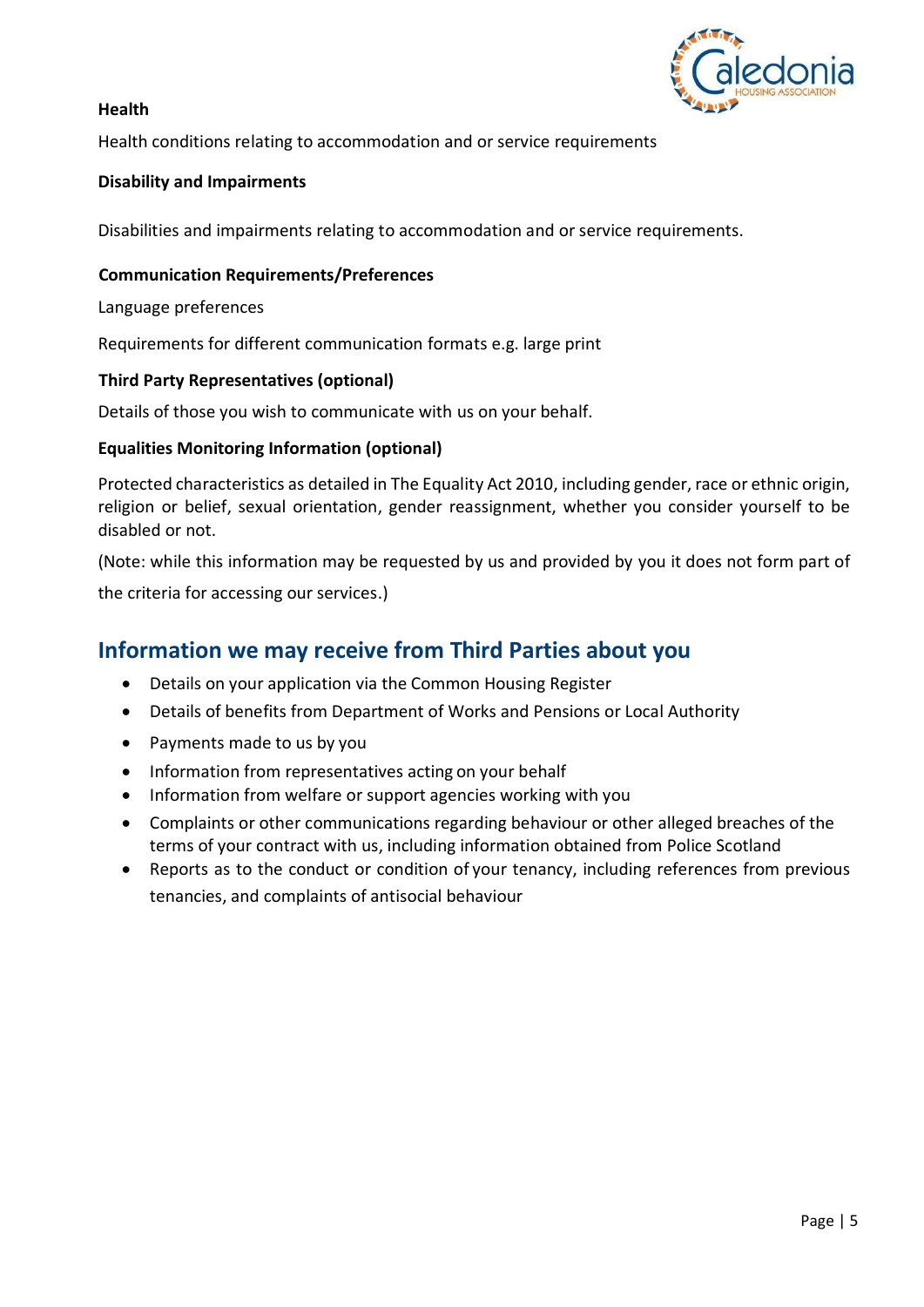**Health**

Health conditions relating to accommodation and or service requirements

**Disability and Impairments**

Disabilities and impairments relating to accommodation and or service requirements.

**Communication Requirements/Preferences**

Language preferences

Requirements for different communication formats e.g. large print

**Third Party Representatives (optional)**

Details of those you wish to communicate with us on your behalf.

**Equalities Monitoring Information (optional)**

Protected characteristics as detailed in The Equality Act 2010, including gender, race or ethnic origin, religion or belief, sexual orientation, gender reassignment, whether you consider yourself to be disabled or not.

(Note: while this information may be requested by us and provided by you it does not form part of the criteria for accessing our services.)

## Information we may receive from Third Parties about you

- Details on your application via the Common Housing Register
- Details of benefits from Department of Works and Pensions or Local Authority
- Payments made to us by you
- Information from representatives acting on your behalf
- Information from welfare or support agencies working with you
- Complaints or other communications regarding behaviour or other alleged breaches of the terms of your contract with us, including information obtained from Police Scotland
- Reports as to the conduct or condition of your tenancy, including references from previous tenancies, and complaints of antisocial behaviour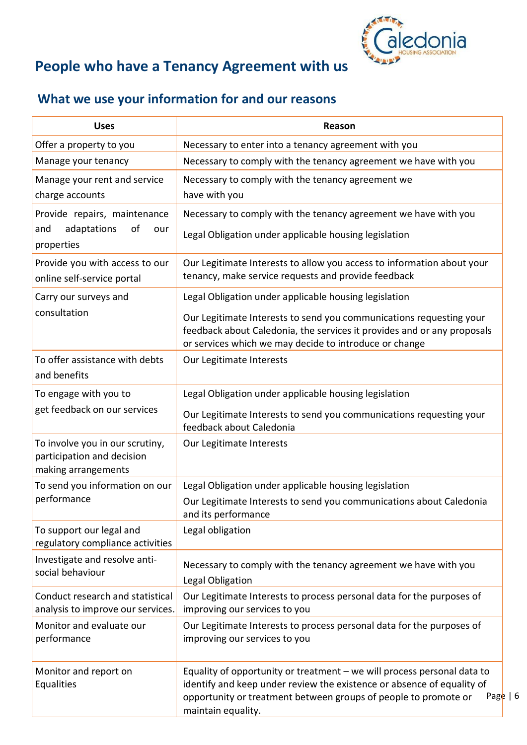# People who have a Tenancy Agreement with us

## What we use your information for and our reasons

| Uses | Reason |
|---|---|
| Offer a property to you | Necessary to enter into a tenancy agreement with you |
| Manage your tenancy | Necessary to comply with the tenancy agreement we have with you |
| Manage your rent and service charge accounts | Necessary to comply with the tenancy agreement we have with you |
| Provide repairs, maintenance and adaptations of our properties | Necessary to comply with the tenancy agreement we have with you<br><br>Legal Obligation under applicable housing legislation |
| Provide you with access to our online self-service portal | Our Legitimate Interests to allow you access to information about your tenancy, make service requests and provide feedback |
| Carry our surveys and consultation | Legal Obligation under applicable housing legislation<br><br>Our Legitimate Interests to send you communications requesting your feedback about Caledonia, the services it provides and or any proposals or services which we may decide to introduce or change |
| To offer assistance with debts and benefits | Our Legitimate Interests |
| To engage with you to get feedback on our services | Legal Obligation under applicable housing legislation<br><br>Our Legitimate Interests to send you communications requesting your feedback about Caledonia |
| To involve you in our scrutiny, participation and decision making arrangements | Our Legitimate Interests |
| To send you information on our performance | Legal Obligation under applicable housing legislation<br><br>Our Legitimate Interests to send you communications about Caledonia and its performance |
| To support our legal and regulatory compliance activities | Legal obligation |
| Investigate and resolve anti-social behaviour | Necessary to comply with the tenancy agreement we have with you<br><br>Legal Obligation |
| Conduct research and statistical analysis to improve our services. | Our Legitimate Interests to process personal data for the purposes of improving our services to you |
| Monitor and evaluate our performance | Our Legitimate Interests to process personal data for the purposes of improving our services to you |
| Monitor and report on Equalities | Equality of opportunity or treatment – we will process personal data to identify and keep under review the existence or absence of equality of opportunity or treatment between groups of people to promote or maintain equality. |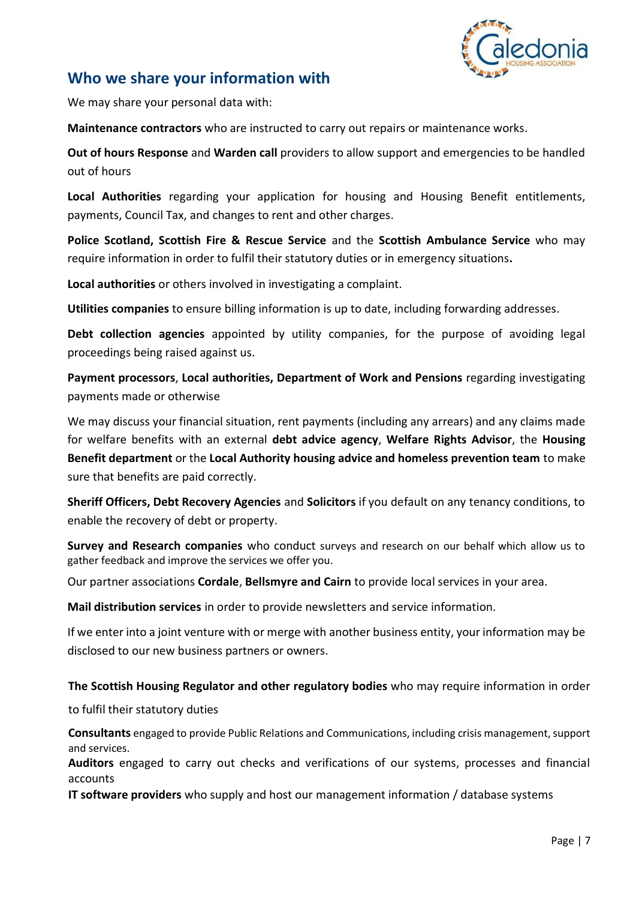## Who we share your information with

We may share your personal data with:

**Maintenance contractors** who are instructed to carry out repairs or maintenance works.

**Out of hours Response** and **Warden call** providers to allow support and emergencies to be handled out of hours

**Local Authorities** regarding your application for housing and Housing Benefit entitlements, payments, Council Tax, and changes to rent and other charges.

**Police Scotland, Scottish Fire & Rescue Service** and the **Scottish Ambulance Service** who may require information in order to fulfil their statutory duties or in emergency situations**.**

**Local authorities** or others involved in investigating a complaint.

**Utilities companies** to ensure billing information is up to date, including forwarding addresses.

**Debt collection agencies** appointed by utility companies, for the purpose of avoiding legal proceedings being raised against us.

**Payment processors**, **Local authorities, Department of Work and Pensions** regarding investigating payments made or otherwise

We may discuss your financial situation, rent payments (including any arrears) and any claims made for welfare benefits with an external **debt advice agency**, **Welfare Rights Advisor**, the **Housing Benefit department** or the **Local Authority housing advice and homeless prevention team** to make sure that benefits are paid correctly.

**Sheriff Officers, Debt Recovery Agencies** and **Solicitors** if you default on any tenancy conditions, to enable the recovery of debt or property.

**Survey and Research companies** who conduct surveys and research on our behalf which allow us to gather feedback and improve the services we offer you.

Our partner associations **Cordale**, **Bellsmyre and Cairn** to provide local services in your area.

**Mail distribution services** in order to provide newsletters and service information.

If we enter into a joint venture with or merge with another business entity, your information may be disclosed to our new business partners or owners.

**The Scottish Housing Regulator and other regulatory bodies** who may require information in order to fulfil their statutory duties

**Consultants** engaged to provide Public Relations and Communications, including crisis management, support and services.

**Auditors** engaged to carry out checks and verifications of our systems, processes and financial accounts

**IT software providers** who supply and host our management information / database systems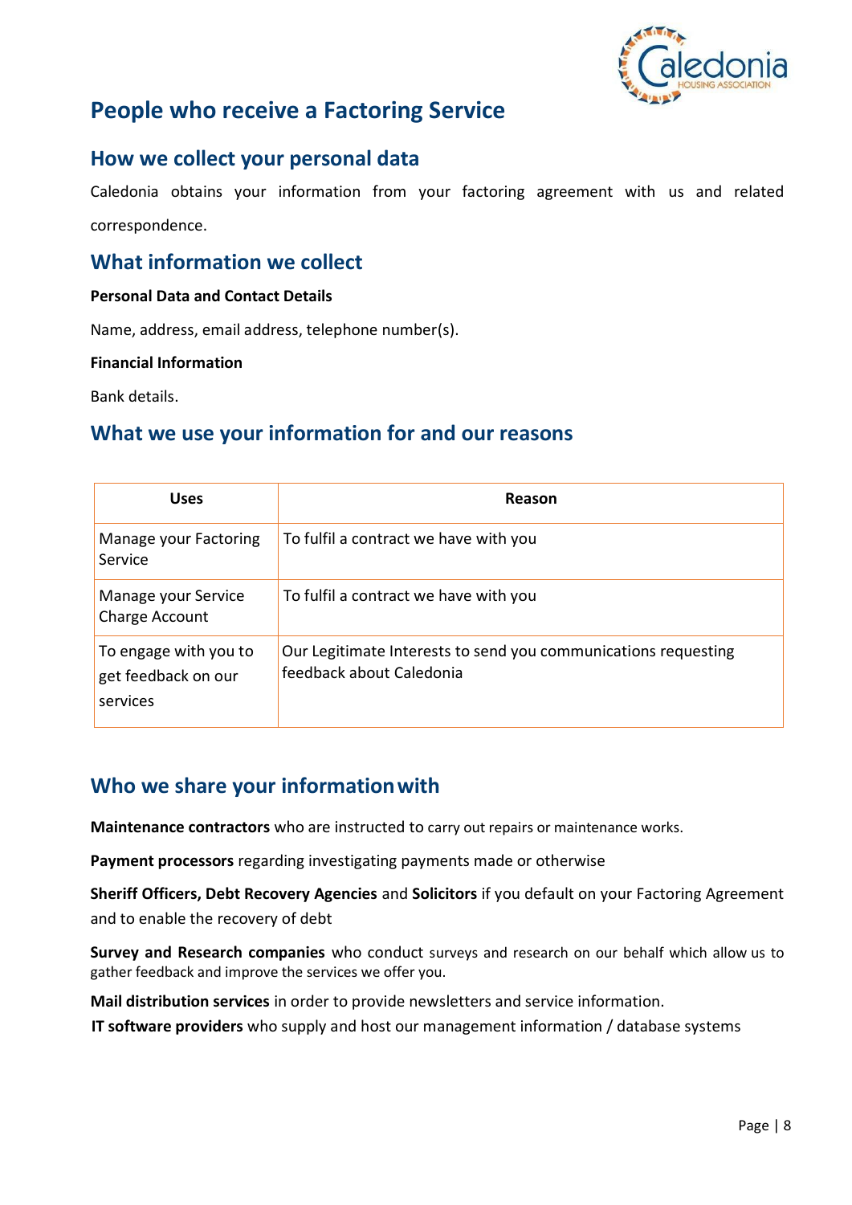# People who receive a Factoring Service

## How we collect your personal data

Caledonia obtains your information from your factoring agreement with us and related correspondence.

## What information we collect

**Personal Data and Contact Details**

Name, address, email address, telephone number(s).

**Financial Information**

Bank details.

## What we use your information for and our reasons

| Uses | Reason |
|---|---|
| Manage your Factoring Service | To fulfil a contract we have with you |
| Manage your Service Charge Account | To fulfil a contract we have with you |
| To engage with you to get feedback on our services | Our Legitimate Interests to send you communications requesting feedback about Caledonia |

## Who we share your information with

**Maintenance contractors** who are instructed to carry out repairs or maintenance works.

**Payment processors** regarding investigating payments made or otherwise

**Sheriff Officers, Debt Recovery Agencies** and **Solicitors** if you default on your Factoring Agreement and to enable the recovery of debt

**Survey and Research companies** who conduct surveys and research on our behalf which allow us to gather feedback and improve the services we offer you.

**Mail distribution services** in order to provide newsletters and service information.

**IT software providers** who supply and host our management information / database systems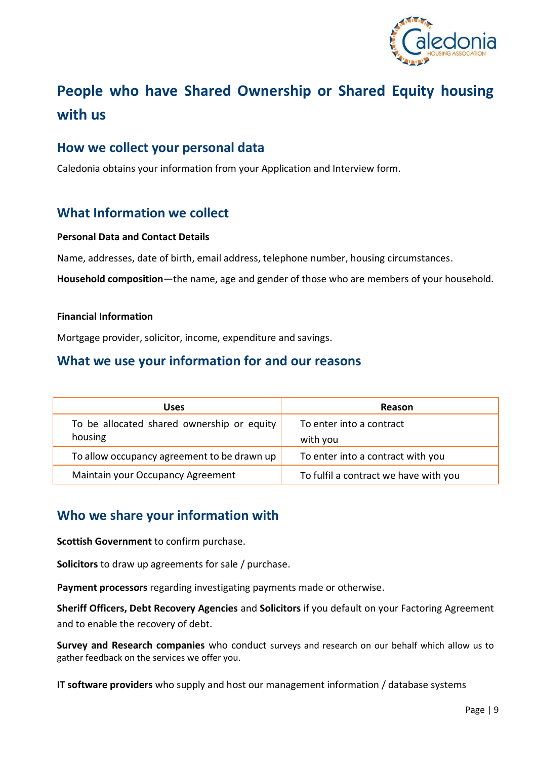# People who have Shared Ownership or Shared Equity housing with us

## How we collect your personal data

Caledonia obtains your information from your Application and Interview form.

## What Information we collect

**Personal Data and Contact Details**

Name, addresses, date of birth, email address, telephone number, housing circumstances.

**Household composition**—the name, age and gender of those who are members of your household.

**Financial Information**

Mortgage provider, solicitor, income, expenditure and savings.

## What we use your information for and our reasons

| Uses | Reason |
|---|---|
| To be allocated shared ownership or equity housing | To enter into a contract with you |
| To allow occupancy agreement to be drawn up | To enter into a contract with you |
| Maintain your Occupancy Agreement | To fulfil a contract we have with you |

## Who we share your information with

**Scottish Government** to confirm purchase.

**Solicitors** to draw up agreements for sale / purchase.

**Payment processors** regarding investigating payments made or otherwise.

**Sheriff Officers, Debt Recovery Agencies** and **Solicitors** if you default on your Factoring Agreement and to enable the recovery of debt.

**Survey and Research companies** who conduct surveys and research on our behalf which allow us to gather feedback on the services we offer you.

**IT software providers** who supply and host our management information / database systems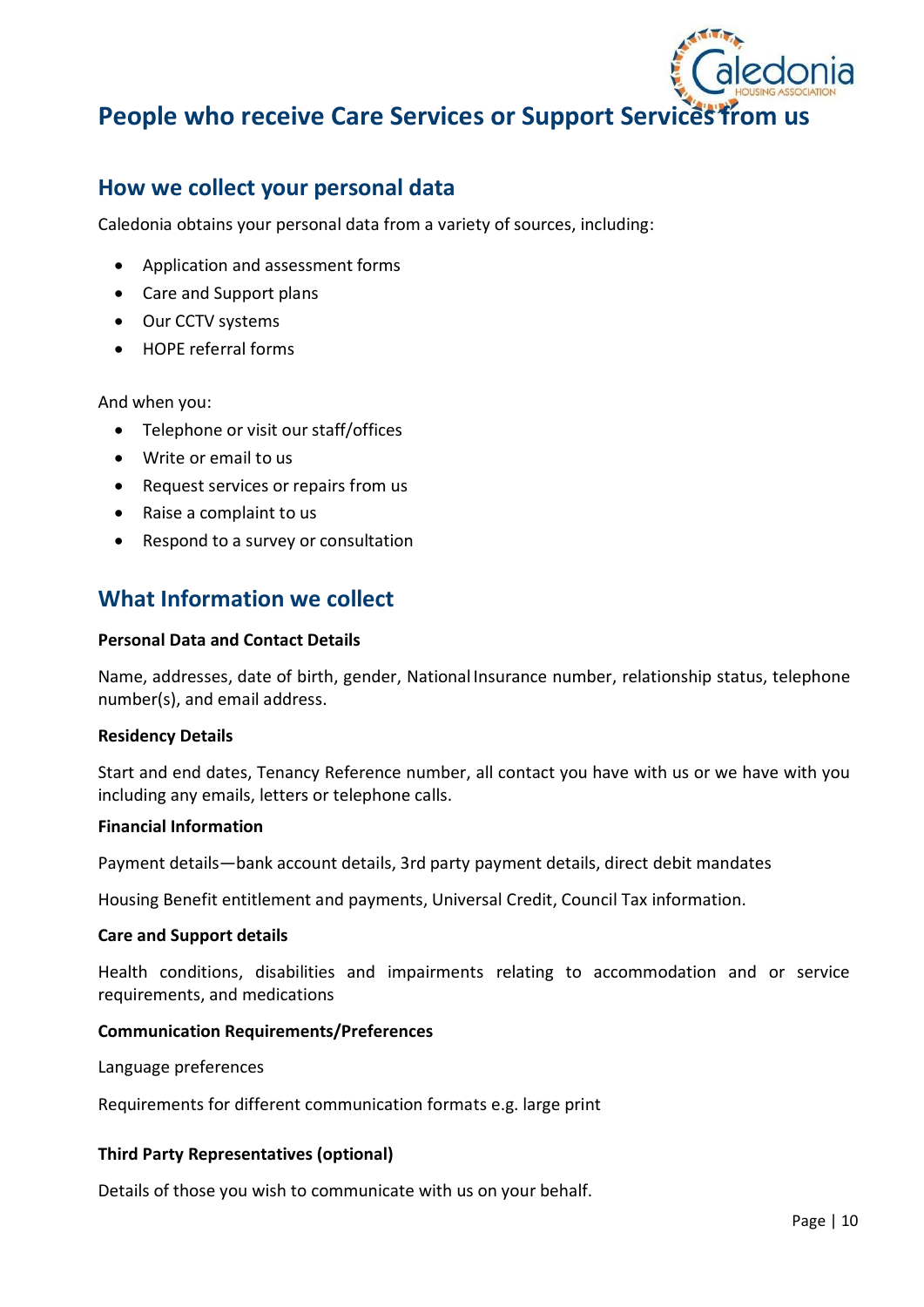# People who receive Care Services or Support Services from us

## How we collect your personal data

Caledonia obtains your personal data from a variety of sources, including:

- Application and assessment forms
- Care and Support plans
- Our CCTV systems
- HOPE referral forms

And when you:

- Telephone or visit our staff/offices
- Write or email to us
- Request services or repairs from us
- Raise a complaint to us
- Respond to a survey or consultation

## What Information we collect

**Personal Data and Contact Details**

Name, addresses, date of birth, gender, National Insurance number, relationship status, telephone number(s), and email address.

**Residency Details**

Start and end dates, Tenancy Reference number, all contact you have with us or we have with you including any emails, letters or telephone calls.

**Financial Information**

Payment details—bank account details, 3rd party payment details, direct debit mandates

Housing Benefit entitlement and payments, Universal Credit, Council Tax information.

**Care and Support details**

Health conditions, disabilities and impairments relating to accommodation and or service requirements, and medications

**Communication Requirements/Preferences**

Language preferences

Requirements for different communication formats e.g. large print

**Third Party Representatives (optional)**

Details of those you wish to communicate with us on your behalf.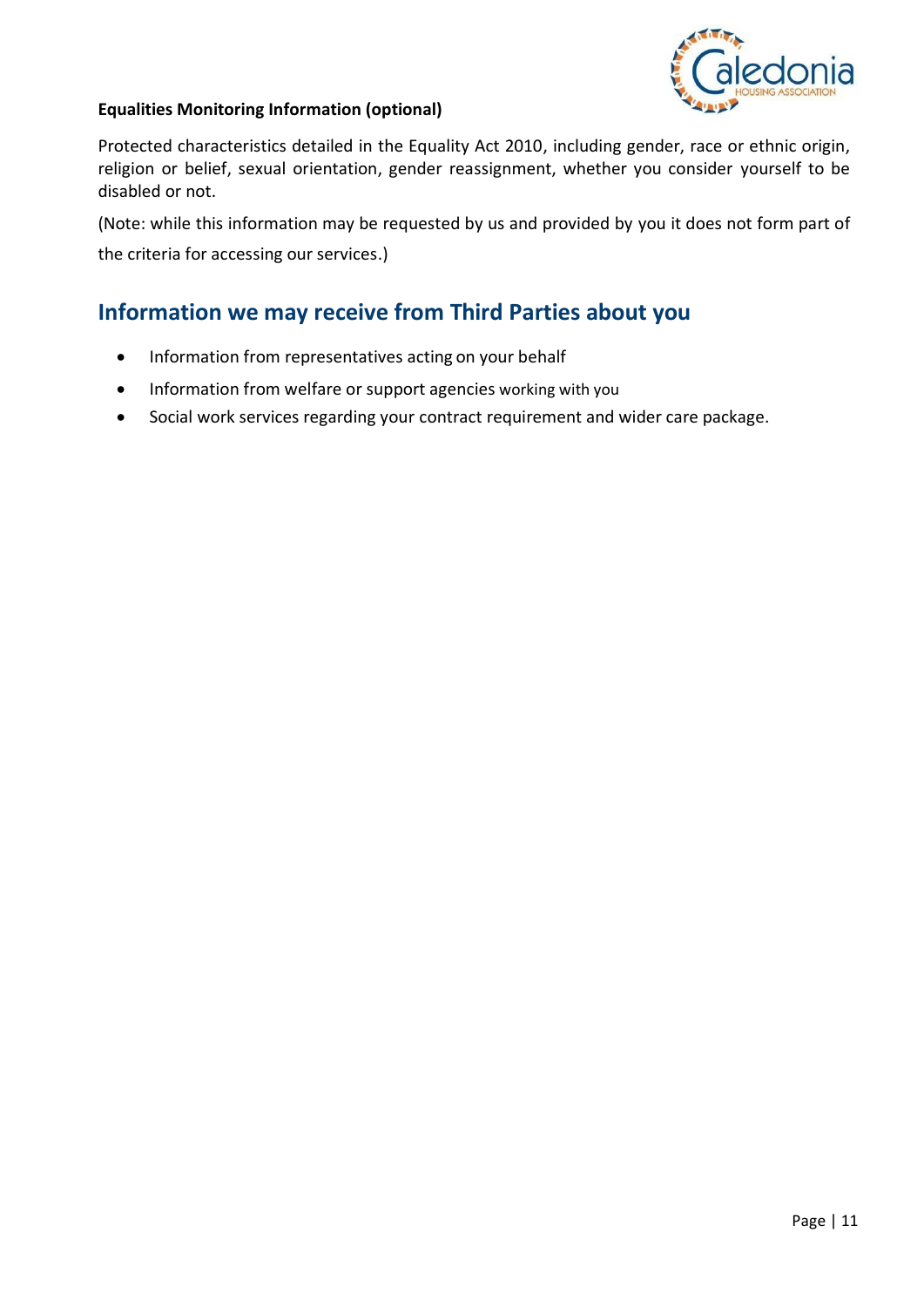**Equalities Monitoring Information (optional)**

Protected characteristics detailed in the Equality Act 2010, including gender, race or ethnic origin, religion or belief, sexual orientation, gender reassignment, whether you consider yourself to be disabled or not.

(Note: while this information may be requested by us and provided by you it does not form part of the criteria for accessing our services.)

## Information we may receive from Third Parties about you

- Information from representatives acting on your behalf
- Information from welfare or support agencies working with you
- Social work services regarding your contract requirement and wider care package.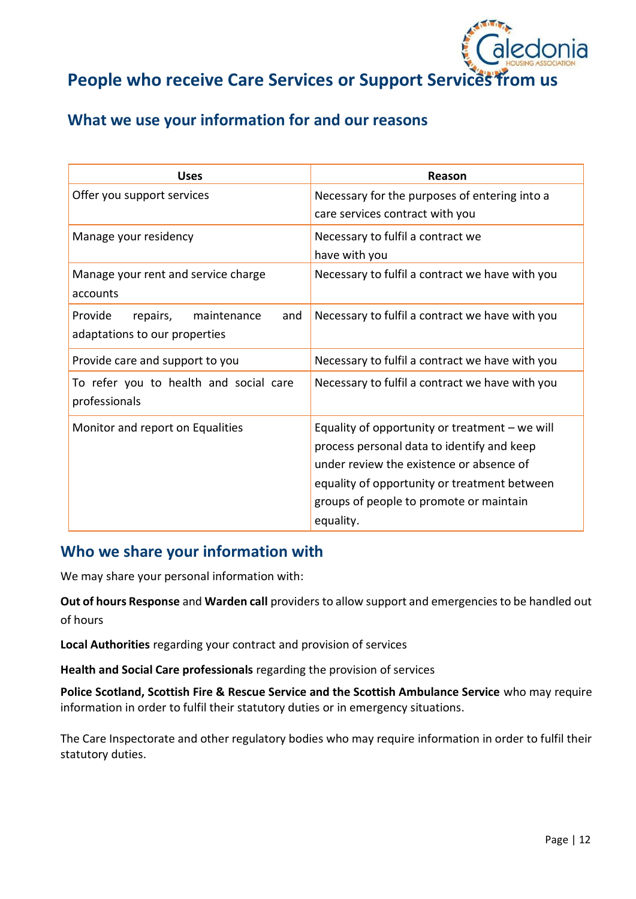# People who receive Care Services or Support Services from us

## What we use your information for and our reasons

| Uses | Reason |
|---|---|
| Offer you support services | Necessary for the purposes of entering into a care services contract with you |
| Manage your residency | Necessary to fulfil a contract we have with you |
| Manage your rent and service charge accounts | Necessary to fulfil a contract we have with you |
| Provide repairs, maintenance and adaptations to our properties | Necessary to fulfil a contract we have with you |
| Provide care and support to you | Necessary to fulfil a contract we have with you |
| To refer you to health and social care professionals | Necessary to fulfil a contract we have with you |
| Monitor and report on Equalities | Equality of opportunity or treatment – we will process personal data to identify and keep under review the existence or absence of equality of opportunity or treatment between groups of people to promote or maintain equality. |

## Who we share your information with

We may share your personal information with:

**Out of hours Response** and **Warden call** providers to allow support and emergencies to be handled out of hours

**Local Authorities** regarding your contract and provision of services

**Health and Social Care professionals** regarding the provision of services

**Police Scotland, Scottish Fire & Rescue Service and the Scottish Ambulance Service** who may require information in order to fulfil their statutory duties or in emergency situations.

The Care Inspectorate and other regulatory bodies who may require information in order to fulfil their statutory duties.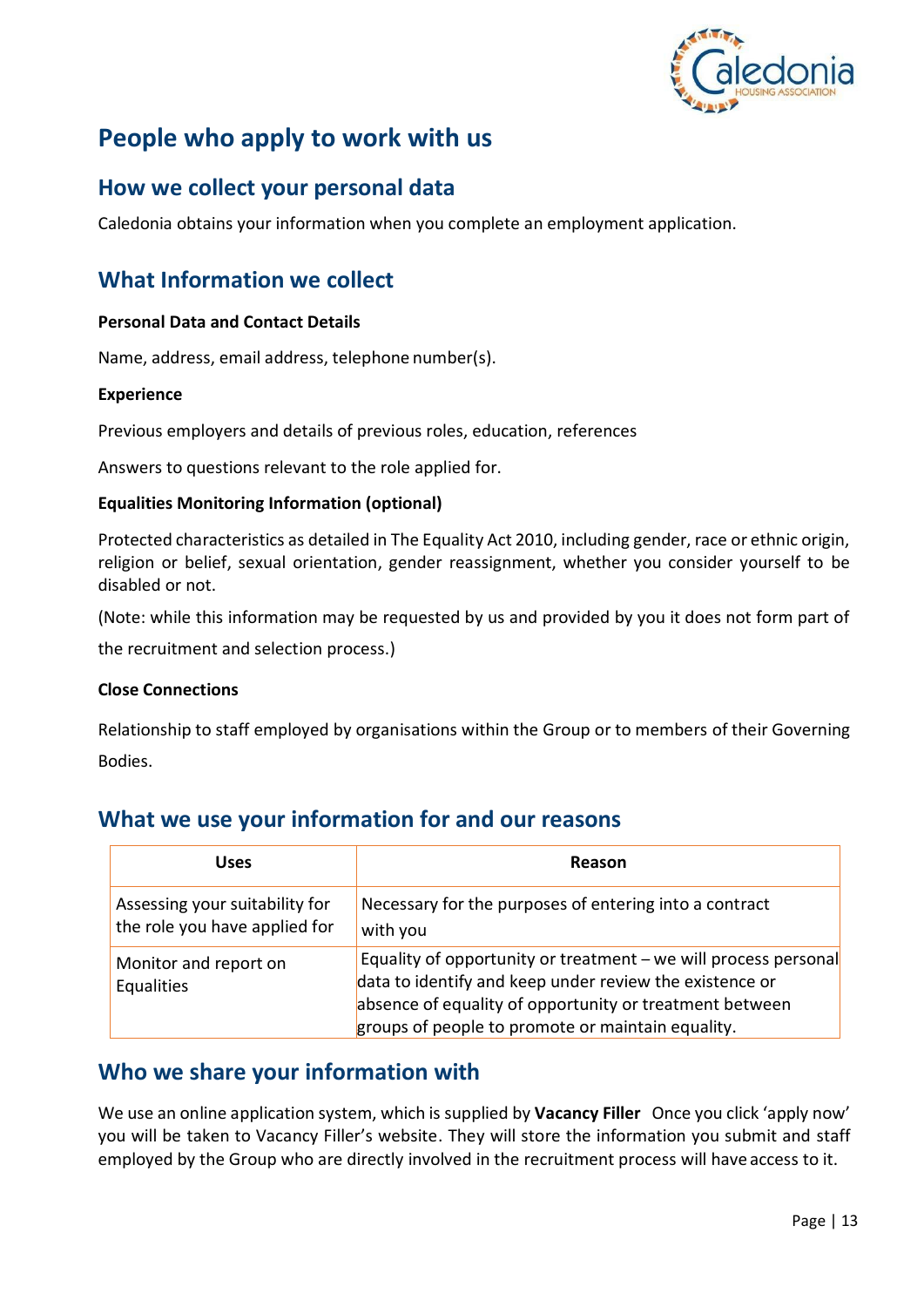# People who apply to work with us

## How we collect your personal data

Caledonia obtains your information when you complete an employment application.

## What Information we collect

**Personal Data and Contact Details**

Name, address, email address, telephone number(s).

**Experience**

Previous employers and details of previous roles, education, references

Answers to questions relevant to the role applied for.

**Equalities Monitoring Information (optional)**

Protected characteristics as detailed in The Equality Act 2010, including gender, race or ethnic origin, religion or belief, sexual orientation, gender reassignment, whether you consider yourself to be disabled or not.

(Note: while this information may be requested by us and provided by you it does not form part of the recruitment and selection process.)

**Close Connections**

Relationship to staff employed by organisations within the Group or to members of their Governing Bodies.

## What we use your information for and our reasons

| Uses | Reason |
|---|---|
| Assessing your suitability for the role you have applied for | Necessary for the purposes of entering into a contract with you |
| Monitor and report on Equalities | Equality of opportunity or treatment – we will process personal data to identify and keep under review the existence or absence of equality of opportunity or treatment between groups of people to promote or maintain equality. |

## Who we share your information with

We use an online application system, which is supplied by **Vacancy Filler** Once you click 'apply now' you will be taken to Vacancy Filler's website. They will store the information you submit and staff employed by the Group who are directly involved in the recruitment process will have access to it.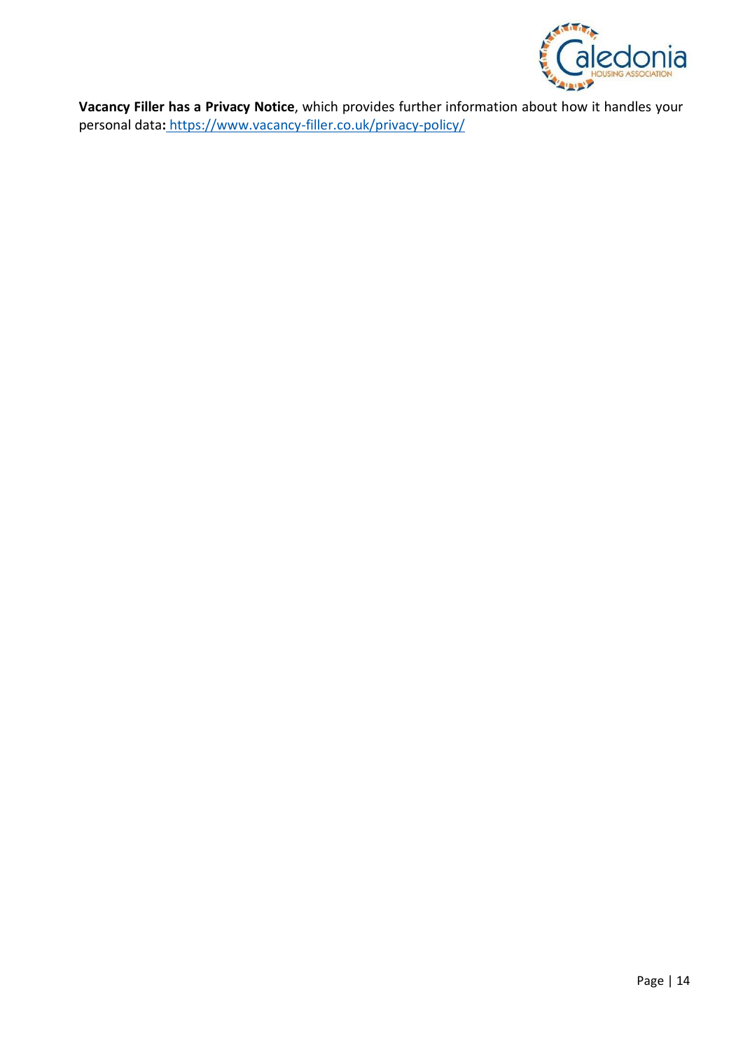**Vacancy Filler has a Privacy Notice**, which provides further information about how it handles your personal data**:** https://www.vacancy-filler.co.uk/privacy-policy/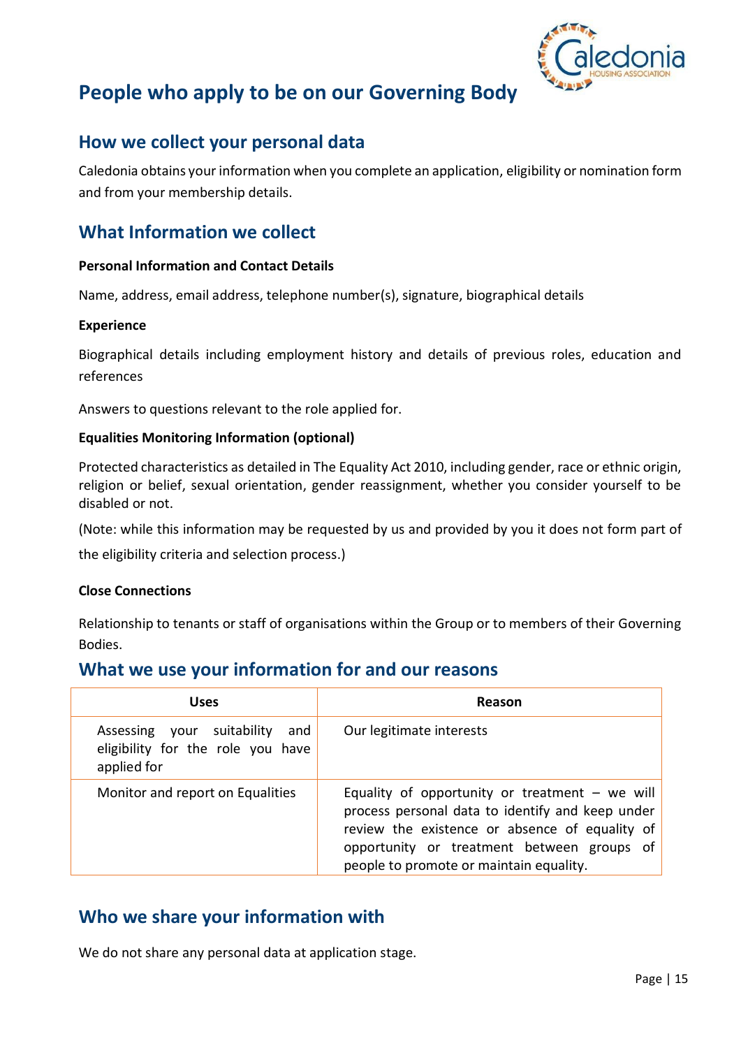# People who apply to be on our Governing Body

## How we collect your personal data

Caledonia obtains your information when you complete an application, eligibility or nomination form and from your membership details.

## What Information we collect

**Personal Information and Contact Details**

Name, address, email address, telephone number(s), signature, biographical details

**Experience**

Biographical details including employment history and details of previous roles, education and references

Answers to questions relevant to the role applied for.

**Equalities Monitoring Information (optional)**

Protected characteristics as detailed in The Equality Act 2010, including gender, race or ethnic origin, religion or belief, sexual orientation, gender reassignment, whether you consider yourself to be disabled or not.

(Note: while this information may be requested by us and provided by you it does not form part of the eligibility criteria and selection process.)

**Close Connections**

Relationship to tenants or staff of organisations within the Group or to members of their Governing Bodies.

## What we use your information for and our reasons

| Uses | Reason |
|---|---|
| Assessing your suitability and eligibility for the role you have applied for | Our legitimate interests |
| Monitor and report on Equalities | Equality of opportunity or treatment – we will process personal data to identify and keep under review the existence or absence of equality of opportunity or treatment between groups of people to promote or maintain equality. |

## Who we share your information with

We do not share any personal data at application stage.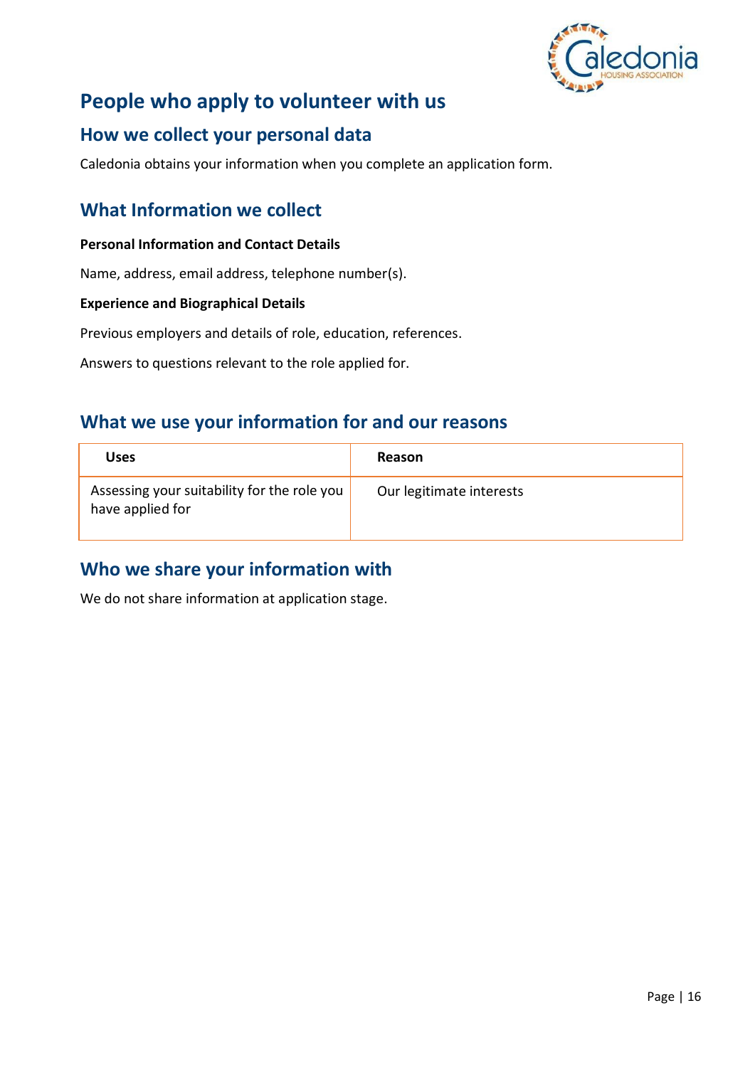# People who apply to volunteer with us

## How we collect your personal data

Caledonia obtains your information when you complete an application form.

## What Information we collect

**Personal Information and Contact Details**

Name, address, email address, telephone number(s).

**Experience and Biographical Details**

Previous employers and details of role, education, references.

Answers to questions relevant to the role applied for.

## What we use your information for and our reasons

| Uses | Reason |
| --- | --- |
| Assessing your suitability for the role you have applied for | Our legitimate interests |

## Who we share your information with

We do not share information at application stage.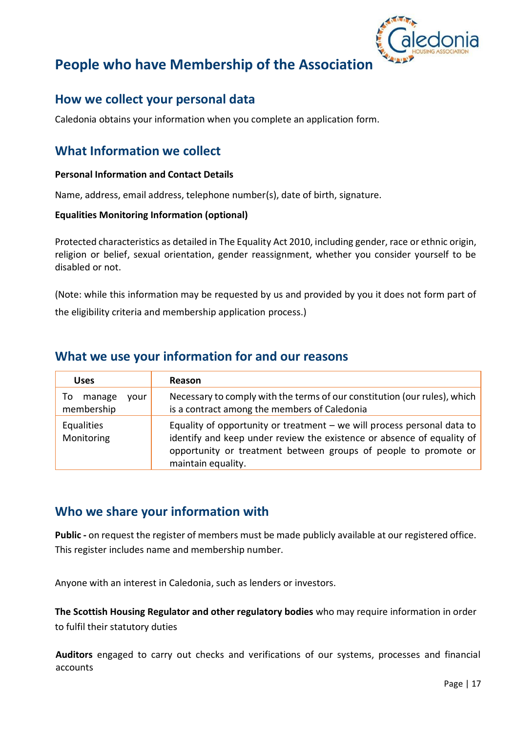# People who have Membership of the Association

## How we collect your personal data

Caledonia obtains your information when you complete an application form.

## What Information we collect

**Personal Information and Contact Details**

Name, address, email address, telephone number(s), date of birth, signature.

**Equalities Monitoring Information (optional)**

Protected characteristics as detailed in The Equality Act 2010, including gender, race or ethnic origin, religion or belief, sexual orientation, gender reassignment, whether you consider yourself to be disabled or not.

(Note: while this information may be requested by us and provided by you it does not form part of the eligibility criteria and membership application process.)

## What we use your information for and our reasons

| Uses | Reason |
|---|---|
| To manage your membership | Necessary to comply with the terms of our constitution (our rules), which is a contract among the members of Caledonia |
| Equalities Monitoring | Equality of opportunity or treatment – we will process personal data to identify and keep under review the existence or absence of equality of opportunity or treatment between groups of people to promote or maintain equality. |

## Who we share your information with

**Public -** on request the register of members must be made publicly available at our registered office. This register includes name and membership number.

Anyone with an interest in Caledonia, such as lenders or investors.

**The Scottish Housing Regulator and other regulatory bodies** who may require information in order to fulfil their statutory duties

**Auditors** engaged to carry out checks and verifications of our systems, processes and financial accounts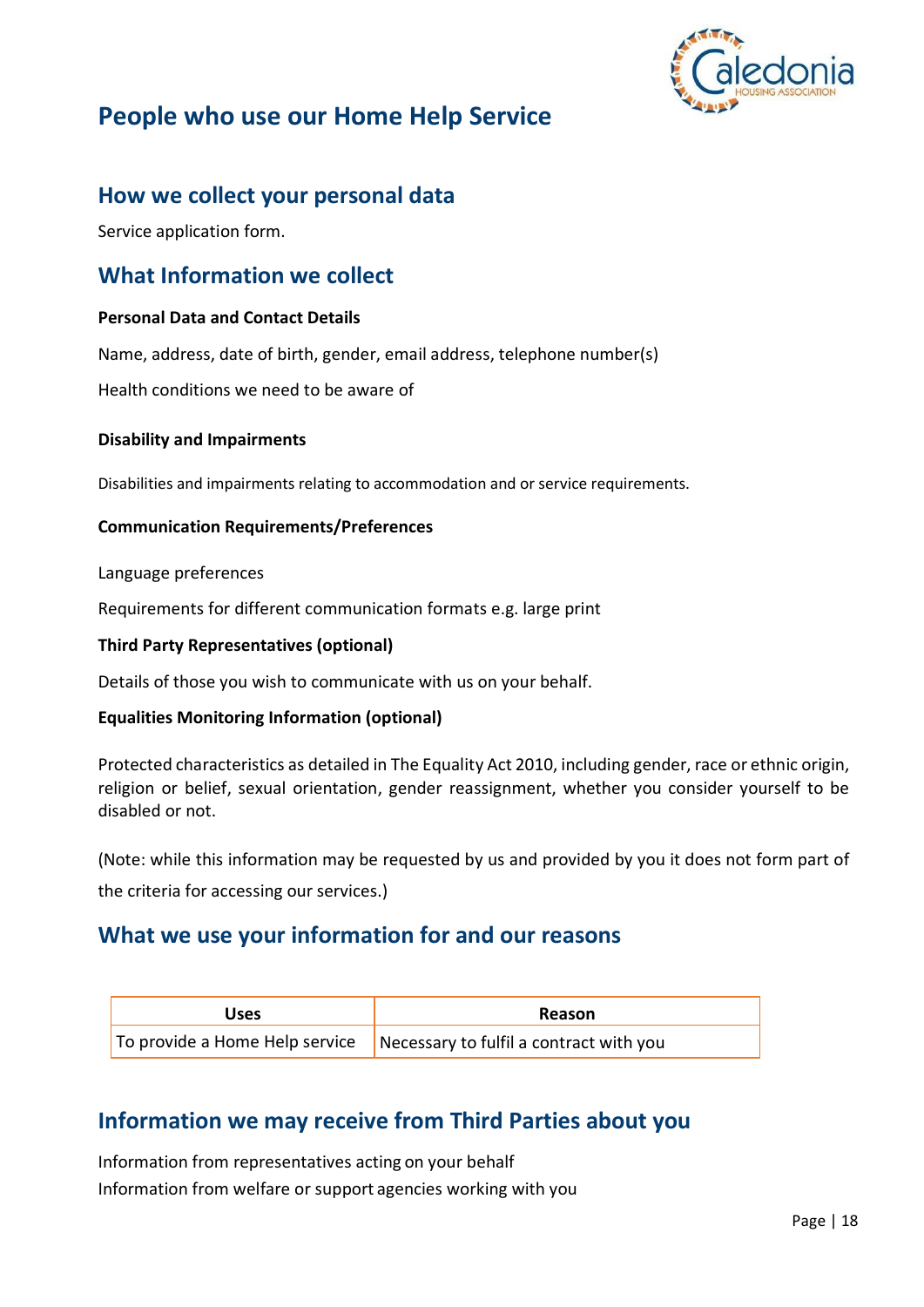# People who use our Home Help Service

## How we collect your personal data

Service application form.

## What Information we collect

**Personal Data and Contact Details**

Name, address, date of birth, gender, email address, telephone number(s)

Health conditions we need to be aware of

**Disability and Impairments**

Disabilities and impairments relating to accommodation and or service requirements.

**Communication Requirements/Preferences**

Language preferences

Requirements for different communication formats e.g. large print

**Third Party Representatives (optional)**

Details of those you wish to communicate with us on your behalf.

**Equalities Monitoring Information (optional)**

Protected characteristics as detailed in The Equality Act 2010, including gender, race or ethnic origin, religion or belief, sexual orientation, gender reassignment, whether you consider yourself to be disabled or not.

(Note: while this information may be requested by us and provided by you it does not form part of the criteria for accessing our services.)

## What we use your information for and our reasons

| Uses | Reason |
|---|---|
| To provide a Home Help service | Necessary to fulfil a contract with you |

## Information we may receive from Third Parties about you

Information from representatives acting on your behalf
Information from welfare or support agencies working with you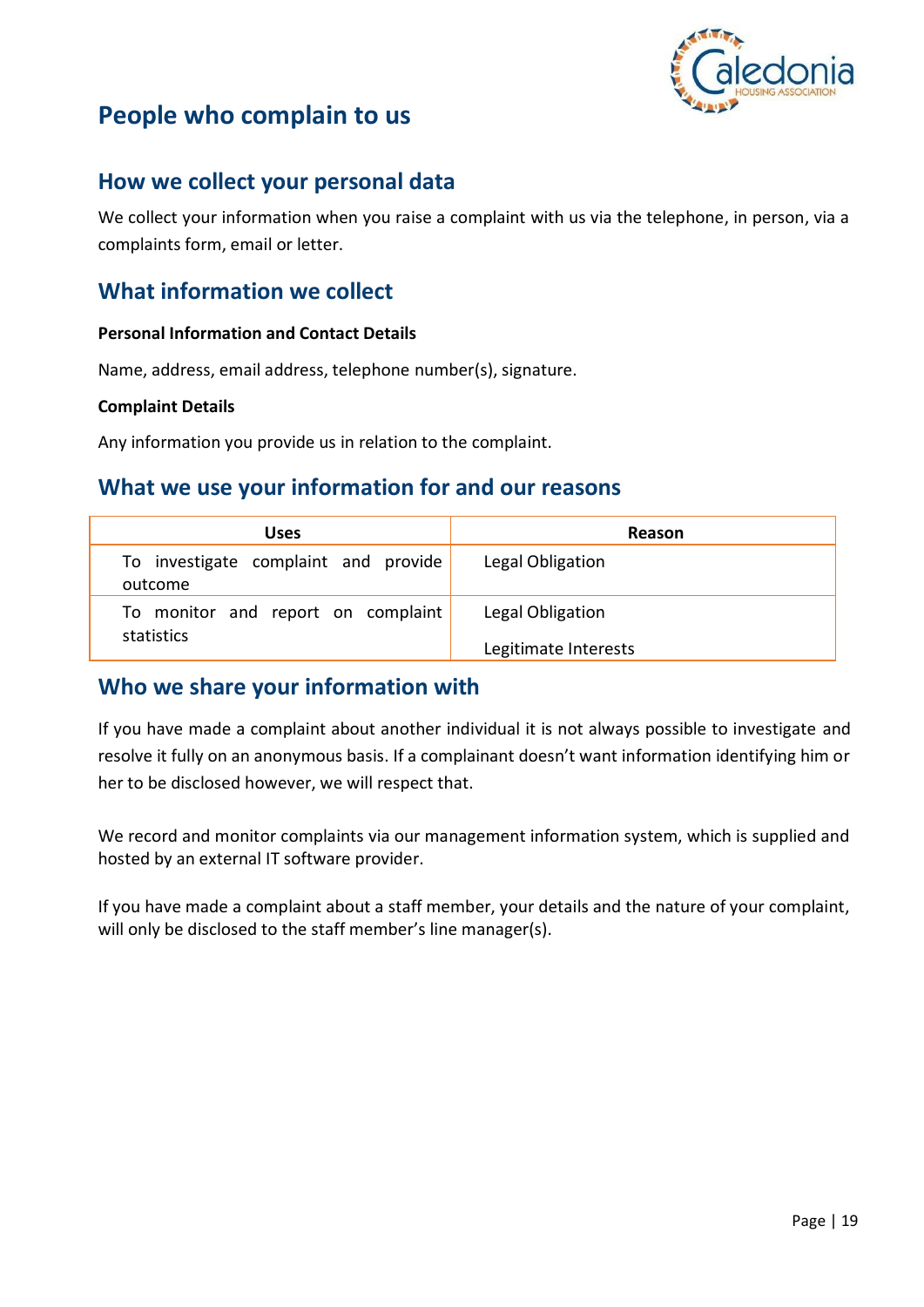# People who complain to us

## How we collect your personal data

We collect your information when you raise a complaint with us via the telephone, in person, via a complaints form, email or letter.

## What information we collect

**Personal Information and Contact Details**

Name, address, email address, telephone number(s), signature.

**Complaint Details**

Any information you provide us in relation to the complaint.

## What we use your information for and our reasons

| Uses | Reason |
|---|---|
| To investigate complaint and provide outcome | Legal Obligation |
| To monitor and report on complaint statistics | Legal Obligation<br><br>Legitimate Interests |

## Who we share your information with

If you have made a complaint about another individual it is not always possible to investigate and resolve it fully on an anonymous basis. If a complainant doesn't want information identifying him or her to be disclosed however, we will respect that.

We record and monitor complaints via our management information system, which is supplied and hosted by an external IT software provider.

If you have made a complaint about a staff member, your details and the nature of your complaint, will only be disclosed to the staff member's line manager(s).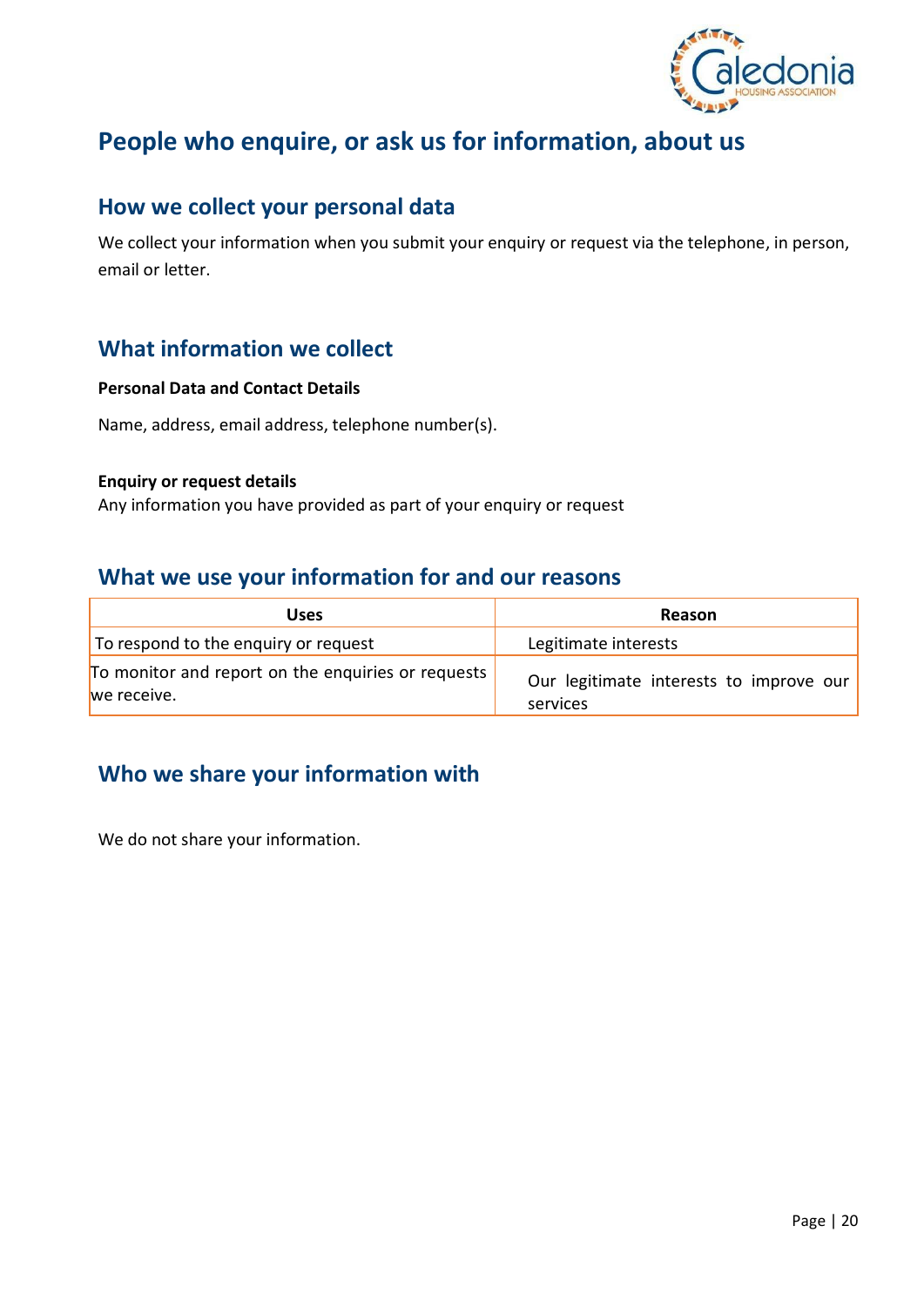# People who enquire, or ask us for information, about us

## How we collect your personal data

We collect your information when you submit your enquiry or request via the telephone, in person, email or letter.

## What information we collect

**Personal Data and Contact Details**

Name, address, email address, telephone number(s).

**Enquiry or request details**

Any information you have provided as part of your enquiry or request

## What we use your information for and our reasons

| Uses | Reason |
|---|---|
| To respond to the enquiry or request | Legitimate interests |
| To monitor and report on the enquiries or requests we receive. | Our legitimate interests to improve our services |

## Who we share your information with

We do not share your information.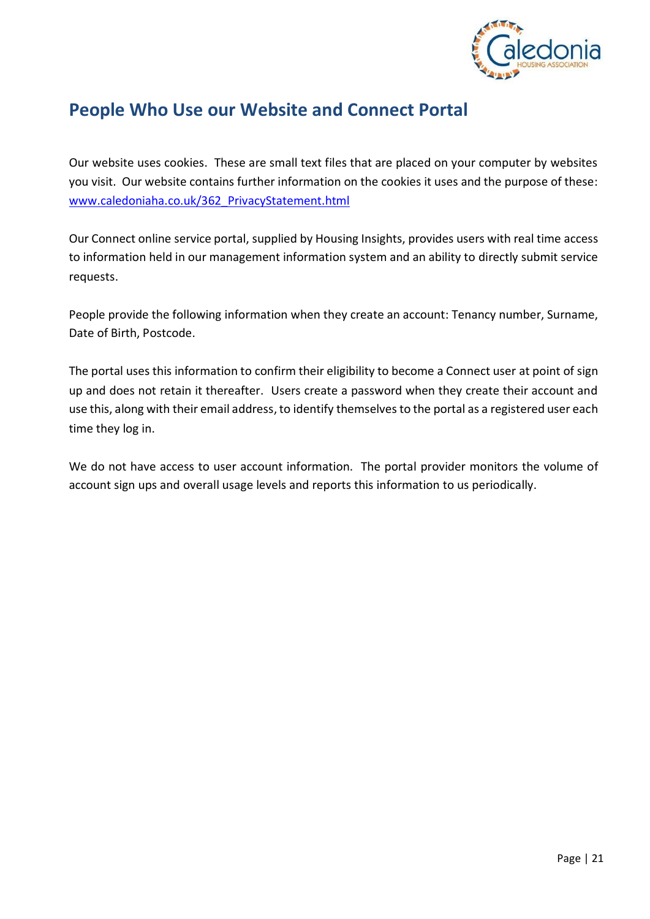## People Who Use our Website and Connect Portal

Our website uses cookies. These are small text files that are placed on your computer by websites you visit. Our website contains further information on the cookies it uses and the purpose of these: [www.caledoniaha.co.uk/362_PrivacyStatement.html](www.caledoniaha.co.uk/362_PrivacyStatement.html)

Our Connect online service portal, supplied by Housing Insights, provides users with real time access to information held in our management information system and an ability to directly submit service requests.

People provide the following information when they create an account: Tenancy number, Surname, Date of Birth, Postcode.

The portal uses this information to confirm their eligibility to become a Connect user at point of sign up and does not retain it thereafter. Users create a password when they create their account and use this, along with their email address, to identify themselves to the portal as a registered user each time they log in.

We do not have access to user account information. The portal provider monitors the volume of account sign ups and overall usage levels and reports this information to us periodically.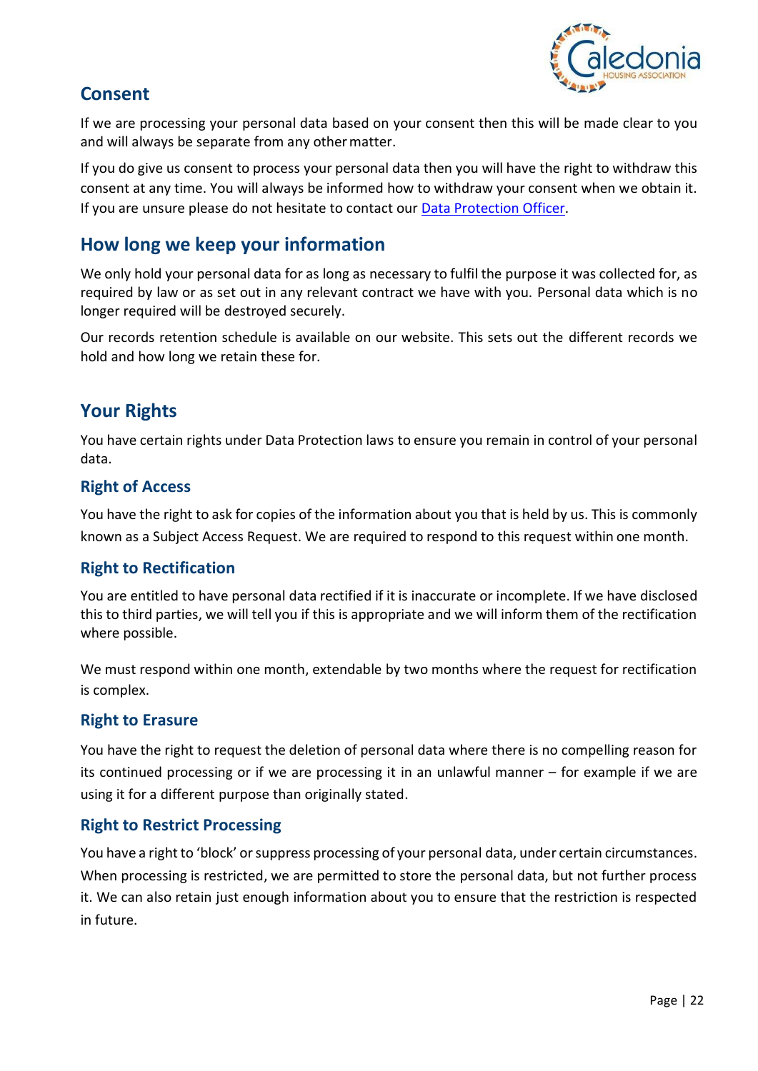## Consent

If we are processing your personal data based on your consent then this will be made clear to you and will always be separate from any other matter.

If you do give us consent to process your personal data then you will have the right to withdraw this consent at any time. You will always be informed how to withdraw your consent when we obtain it. If you are unsure please do not hesitate to contact our Data Protection Officer.

## How long we keep your information

We only hold your personal data for as long as necessary to fulfil the purpose it was collected for, as required by law or as set out in any relevant contract we have with you. Personal data which is no longer required will be destroyed securely.

Our records retention schedule is available on our website. This sets out the different records we hold and how long we retain these for.

## Your Rights

You have certain rights under Data Protection laws to ensure you remain in control of your personal data.

### Right of Access

You have the right to ask for copies of the information about you that is held by us. This is commonly known as a Subject Access Request. We are required to respond to this request within one month.

### Right to Rectification

You are entitled to have personal data rectified if it is inaccurate or incomplete. If we have disclosed this to third parties, we will tell you if this is appropriate and we will inform them of the rectification where possible.

We must respond within one month, extendable by two months where the request for rectification is complex.

### Right to Erasure

You have the right to request the deletion of personal data where there is no compelling reason for its continued processing or if we are processing it in an unlawful manner – for example if we are using it for a different purpose than originally stated.

### Right to Restrict Processing

You have a right to 'block' or suppress processing of your personal data, under certain circumstances. When processing is restricted, we are permitted to store the personal data, but not further process it. We can also retain just enough information about you to ensure that the restriction is respected in future.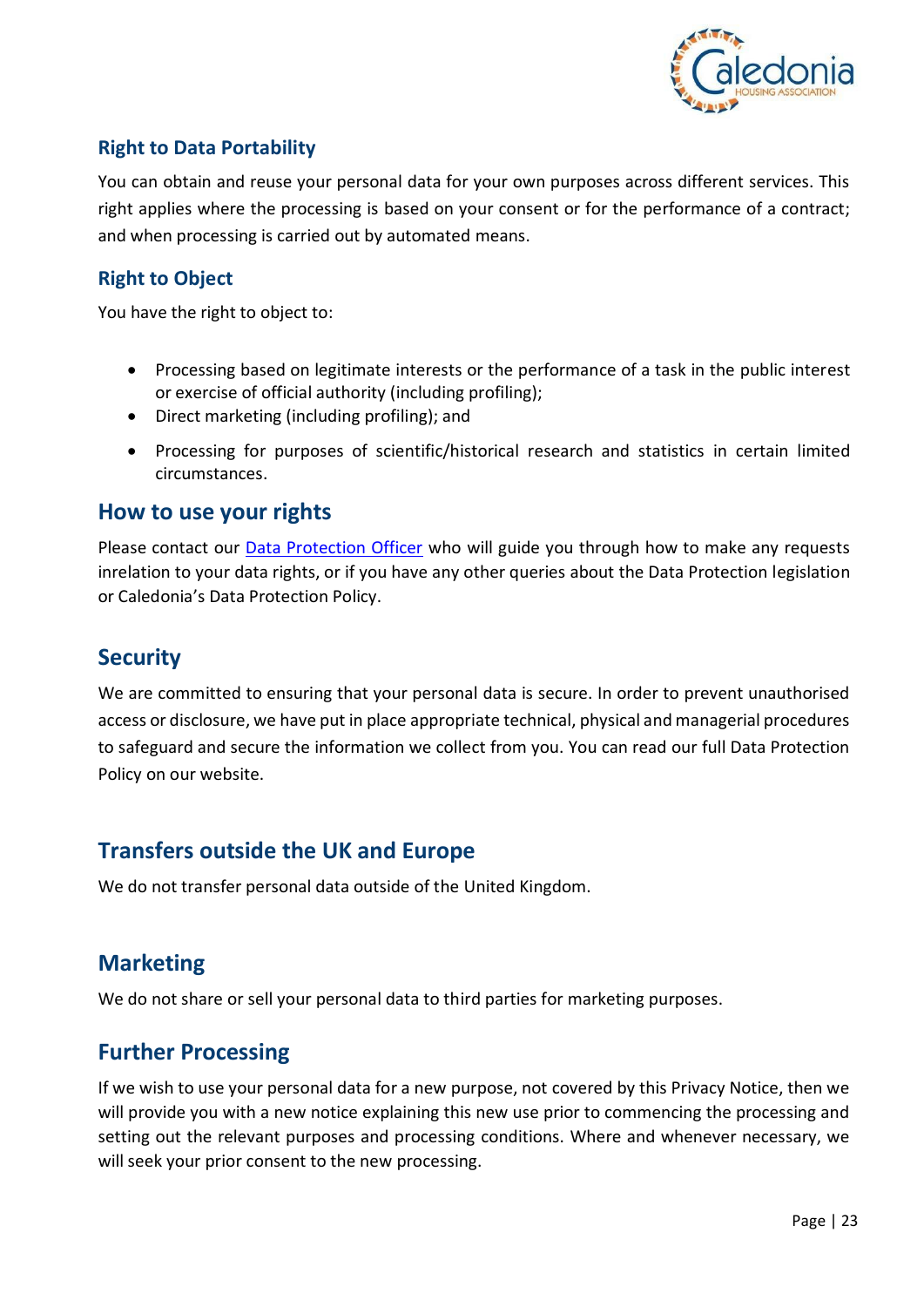### Right to Data Portability

You can obtain and reuse your personal data for your own purposes across different services. This right applies where the processing is based on your consent or for the performance of a contract; and when processing is carried out by automated means.

### Right to Object

You have the right to object to:

- Processing based on legitimate interests or the performance of a task in the public interest or exercise of official authority (including profiling);
- Direct marketing (including profiling); and
- Processing for purposes of scientific/historical research and statistics in certain limited circumstances.

## How to use your rights

Please contact our [Data Protection Officer] who will guide you through how to make any requests inrelation to your data rights, or if you have any other queries about the Data Protection legislation or Caledonia's Data Protection Policy.

## Security

We are committed to ensuring that your personal data is secure. In order to prevent unauthorised access or disclosure, we have put in place appropriate technical, physical and managerial procedures to safeguard and secure the information we collect from you. You can read our full Data Protection Policy on our website.

## Transfers outside the UK and Europe

We do not transfer personal data outside of the United Kingdom.

## Marketing

We do not share or sell your personal data to third parties for marketing purposes.

## Further Processing

If we wish to use your personal data for a new purpose, not covered by this Privacy Notice, then we will provide you with a new notice explaining this new use prior to commencing the processing and setting out the relevant purposes and processing conditions. Where and whenever necessary, we will seek your prior consent to the new processing.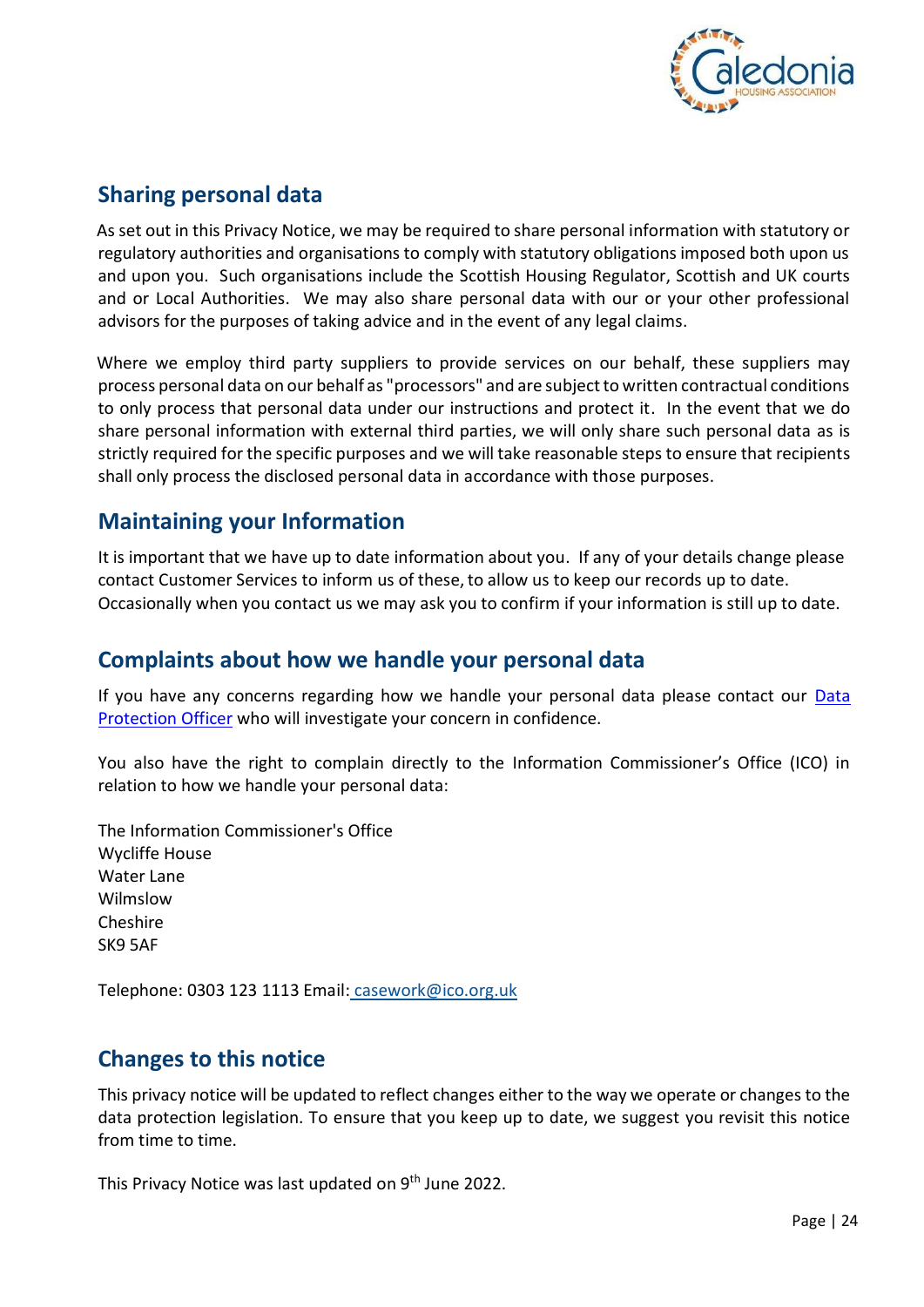## Sharing personal data

As set out in this Privacy Notice, we may be required to share personal information with statutory or regulatory authorities and organisations to comply with statutory obligations imposed both upon us and upon you. Such organisations include the Scottish Housing Regulator, Scottish and UK courts and or Local Authorities. We may also share personal data with our or your other professional advisors for the purposes of taking advice and in the event of any legal claims.

Where we employ third party suppliers to provide services on our behalf, these suppliers may process personal data on our behalf as "processors" and are subject to written contractual conditions to only process that personal data under our instructions and protect it. In the event that we do share personal information with external third parties, we will only share such personal data as is strictly required for the specific purposes and we will take reasonable steps to ensure that recipients shall only process the disclosed personal data in accordance with those purposes.

## Maintaining your Information

It is important that we have up to date information about you. If any of your details change please contact Customer Services to inform us of these, to allow us to keep our records up to date. Occasionally when you contact us we may ask you to confirm if your information is still up to date.

## Complaints about how we handle your personal data

If you have any concerns regarding how we handle your personal data please contact our Data Protection Officer who will investigate your concern in confidence.

You also have the right to complain directly to the Information Commissioner's Office (ICO) in relation to how we handle your personal data:

The Information Commissioner's Office
Wycliffe House
Water Lane
Wilmslow
Cheshire
SK9 5AF

Telephone: 0303 123 1113 Email: casework@ico.org.uk

## Changes to this notice

This privacy notice will be updated to reflect changes either to the way we operate or changes to the data protection legislation. To ensure that you keep up to date, we suggest you revisit this notice from time to time.

This Privacy Notice was last updated on 9th June 2022.